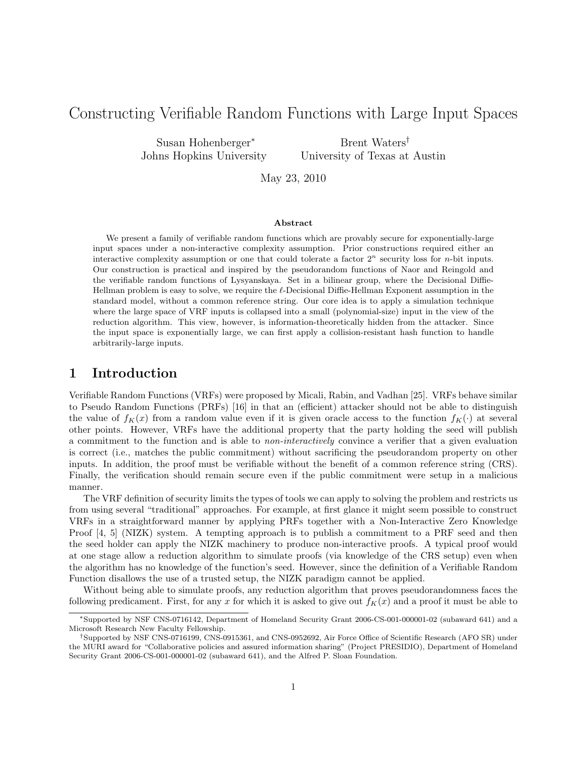# Constructing Verifiable Random Functions with Large Input Spaces

Susan Hohenberger[*]
Johns Hopkins University

Brent Waters[†]
University of Texas at Austin

May 23, 2010

### Abstract

We present a family of verifiable random functions which are provably secure for exponentially-large input spaces under a non-interactive complexity assumption. Prior constructions required either an interactive complexity assumption or one that could tolerate a factor $2^n$ security loss for $n$-bit inputs. Our construction is practical and inspired by the pseudorandom functions of Naor and Reingold and the verifiable random functions of Lysyanskaya. Set in a bilinear group, where the Decisional Diffie-Hellman problem is easy to solve, we require the $\ell$-Decisional Diffie-Hellman Exponent assumption in the standard model, without a common reference string. Our core idea is to apply a simulation technique where the large space of VRF inputs is collapsed into a small (polynomial-size) input in the view of the reduction algorithm. This view, however, is information-theoretically hidden from the attacker. Since the input space is exponentially large, we can first apply a collision-resistant hash function to handle arbitrarily-large inputs.

## 1 Introduction

Verifiable Random Functions (VRFs) were proposed by Micali, Rabin, and Vadhan [25]. VRFs behave similar to Pseudo Random Functions (PRFs) [16] in that an (efficient) attacker should not be able to distinguish the value of $f_K(x)$ from a random value even if it is given oracle access to the function $f_K(\cdot)$ at several other points. However, VRFs have the additional property that the party holding the seed will publish a commitment to the function and is able to *non-interactively* convince a verifier that a given evaluation is correct (i.e., matches the public commitment) without sacrificing the pseudorandom property on other inputs. In addition, the proof must be verifiable without the benefit of a common reference string (CRS). Finally, the verification should remain secure even if the public commitment were setup in a malicious manner.

The VRF definition of security limits the types of tools we can apply to solving the problem and restricts us from using several "traditional" approaches. For example, at first glance it might seem possible to construct VRFs in a straightforward manner by applying PRFs together with a Non-Interactive Zero Knowledge Proof [4, 5] (NIZK) system. A tempting approach is to publish a commitment to a PRF seed and then the seed holder can apply the NIZK machinery to produce non-interactive proofs. A typical proof would at one stage allow a reduction algorithm to simulate proofs (via knowledge of the CRS setup) even when the algorithm has no knowledge of the function's seed. However, since the definition of a Verifiable Random Function disallows the use of a trusted setup, the NIZK paradigm cannot be applied.

Without being able to simulate proofs, any reduction algorithm that proves pseudorandomness faces the following predicament. First, for any $x$ for which it is asked to give out $f_K(x)$ and a proof it must be able to

---

[*] Supported by NSF CNS-0716142, Department of Homeland Security Grant 2006-CS-001-000001-02 (subaward 641) and a Microsoft Research New Faculty Fellowship.

[†] Supported by NSF CNS-0716199, CNS-0915361, and CNS-0952692, Air Force Office of Scientific Research (AFO SR) under the MURI award for "Collaborative policies and assured information sharing" (Project PRESIDIO), Department of Homeland Security Grant 2006-CS-001-000001-02 (subaward 641), and the Alfred P. Sloan Foundation.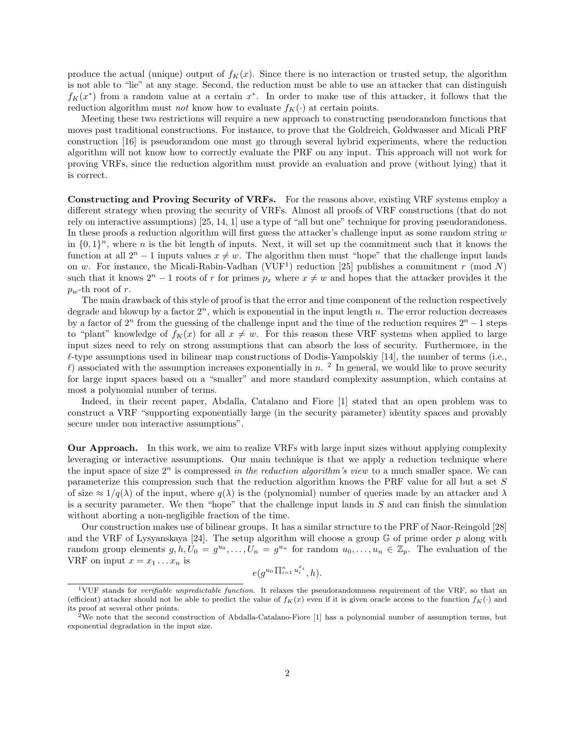produce the actual (unique) output of $f_K(x)$. Since there is no interaction or trusted setup, the algorithm is not able to "lie" at any stage. Second, the reduction must be able to use an attacker that can distinguish $f_K(x^*)$ from a random value at a certain $x^*$. In order to make use of this attacker, it follows that the reduction algorithm must *not* know how to evaluate $f_K(\cdot)$ at certain points.

Meeting these two restrictions will require a new approach to constructing pseudorandom functions that moves past traditional constructions. For instance, to prove that the Goldreich, Goldwasser and Micali PRF construction [16] is pseudorandom one must go through several hybrid experiments, where the reduction algorithm will not know how to correctly evaluate the PRF on any input. This approach will not work for proving VRFs, since the reduction algorithm must provide an evaluation and prove (without lying) that it is correct.

**Constructing and Proving Security of VRFs.** For the reasons above, existing VRF systems employ a different strategy when proving the security of VRFs. Almost all proofs of VRF constructions (that do not rely on interactive assumptions) [25, 14, 1] use a type of "all but one" technique for proving pseudorandoness. In these proofs a reduction algorithm will first guess the attacker's challenge input as some random string $w$ in $\{0,1\}^n$, where $n$ is the bit length of inputs. Next, it will set up the commitment such that it knows the function at all $2^n - 1$ inputs values $x \neq w$. The algorithm then must "hope" that the challenge input lands on $w$. For instance, the Micali-Rabin-Vadhan (VUF[1]) reduction [25] publishes a commitment $r \pmod N$ such that it knows $2^n - 1$ roots of $r$ for primes $p_x$ where $x \neq w$ and hopes that the attacker provides it the $p_w$-th root of $r$.

The main drawback of this style of proof is that the error and time component of the reduction respectively degrade and blowup by a factor $2^n$, which is exponential in the input length $n$. The error reduction decreases by a factor of $2^n$ from the guessing of the challenge input and the time of the reduction requires $2^n - 1$ steps to "plant" knowledge of $f_K(x)$ for all $x \neq w$. For this reason these VRF systems when applied to large input sizes need to rely on strong assumptions that can absorb the loss of security. Furthermore, in the $\ell$-type assumptions used in bilinear map constructions of Dodis-Yampolskiy [14], the number of terms (i.e., $\ell$) associated with the assumption increases exponentially in $n$. [2] In general, we would like to prove security for large input spaces based on a "smaller" and more standard complexity assumption, which contains at most a polynomial number of terms.

Indeed, in their recent paper, Abdalla, Catalano and Fiore [1] stated that an open problem was to construct a VRF "supporting exponentially large (in the security parameter) identity spaces and provably secure under non interactive assumptions".

**Our Approach.** In this work, we aim to realize VRFs with large input sizes without applying complexity leveraging or interactive assumptions. Our main technique is that we apply a reduction technique where the input space of size $2^n$ is compressed *in the reduction algorithm's view* to a much smaller space. We can parameterize this compression such that the reduction algorithm knows the PRF value for all but a set $S$ of size $\approx 1/q(\lambda)$ of the input, where $q(\lambda)$ is the (polynomial) number of queries made by an attacker and $\lambda$ is a security parameter. We then "hope" that the challenge input lands in $S$ and can finish the simulation without aborting a non-negligible fraction of the time.

Our construction makes use of bilinear groups. It has a similar structure to the PRF of Naor-Reingold [28] and the VRF of Lysyanskaya [24]. The setup algorithm will choose a group $\mathbb{G}$ of prime order $p$ along with random group elements $g, h, U_0 = g^{u_0}, \ldots, U_n = g^{u_n}$ for random $u_0, \ldots, u_n \in \mathbb{Z}_p$. The evaluation of the VRF on input $x = x_1 \ldots x_n$ is

$$e(g^{u_0 \prod_{i=1}^{n} u_i^{x_i}}, h).$$

[1] VUF stands for *verifiable unpredictable function*. It relaxes the pseudorandomness requirement of the VRF, so that an (efficient) attacker should not be able to predict the value of $f_K(x)$ even if it is given oracle access to the function $f_K(\cdot)$ and its proof at several other points.

[2] We note that the second construction of Abdalla-Catalano-Fiore [1] has a polynomial number of assumption terms, but exponential degradation in the input size.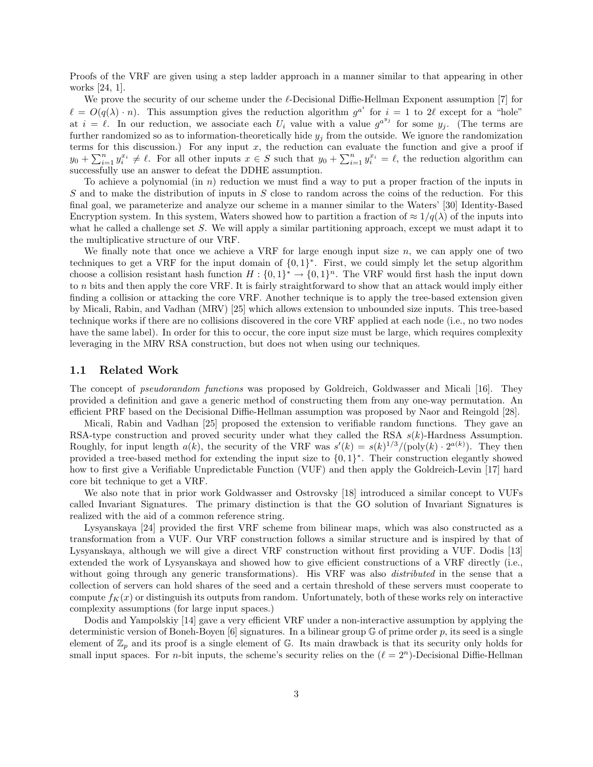Proofs of the VRF are given using a step ladder approach in a manner similar to that appearing in other works [24, 1].

We prove the security of our scheme under the $\ell$-Decisional Diffie-Hellman Exponent assumption [7] for $\ell = O(q(\lambda) \cdot n)$. This assumption gives the reduction algorithm $g^{a^i}$ for $i = 1$ to $2\ell$ except for a "hole" at $i = \ell$. In our reduction, we associate each $U_i$ value with a value $g^{a^{y_j}}$ for some $y_j$. (The terms are further randomized so as to information-theoretically hide $y_j$ from the outside. We ignore the randomization terms for this discussion.) For any input $x$, the reduction can evaluate the function and give a proof if $y_0 + \sum_{i=1}^{n} y_i^{x_i} \neq \ell$. For all other inputs $x \in S$ such that $y_0 + \sum_{i=1}^{n} y_i^{x_i} = \ell$, the reduction algorithm can successfully use an answer to defeat the DDHE assumption.

To achieve a polynomial (in $n$) reduction we must find a way to put a proper fraction of the inputs in $S$ and to make the distribution of inputs in $S$ close to random across the coins of the reduction. For this final goal, we parameterize and analyze our scheme in a manner similar to the Waters' [30] Identity-Based Encryption system. In this system, Waters showed how to partition a fraction of $\approx 1/q(\lambda)$ of the inputs into what he called a challenge set $S$. We will apply a similar partitioning approach, except we must adapt it to the multiplicative structure of our VRF.

We finally note that once we achieve a VRF for large enough input size $n$, we can apply one of two techniques to get a VRF for the input domain of $\{0,1\}^*$. First, we could simply let the setup algorithm choose a collision resistant hash function $H : \{0,1\}^* \rightarrow \{0,1\}^n$. The VRF would first hash the input down to $n$ bits and then apply the core VRF. It is fairly straightforward to show that an attack would imply either finding a collision or attacking the core VRF. Another technique is to apply the tree-based extension given by Micali, Rabin, and Vadhan (MRV) [25] which allows extension to unbounded size inputs. This tree-based technique works if there are no collisions discovered in the core VRF applied at each node (i.e., no two nodes have the same label). In order for this to occur, the core input size must be large, which requires complexity leveraging in the MRV RSA construction, but does not when using our techniques.

## 1.1 Related Work

The concept of *pseudorandom functions* was proposed by Goldreich, Goldwasser and Micali [16]. They provided a definition and gave a generic method of constructing them from any one-way permutation. An efficient PRF based on the Decisional Diffie-Hellman assumption was proposed by Naor and Reingold [28].

Micali, Rabin and Vadhan [25] proposed the extension to verifiable random functions. They gave an RSA-type construction and proved security under what they called the RSA $s(k)$-Hardness Assumption. Roughly, for input length $a(k)$, the security of the VRF was $s'(k) = s(k)^{1/3}/(\text{poly}(k) \cdot 2^{a(k)})$. They then provided a tree-based method for extending the input size to $\{0,1\}^*$. Their construction elegantly showed how to first give a Verifiable Unpredictable Function (VUF) and then apply the Goldreich-Levin [17] hard core bit technique to get a VRF.

We also note that in prior work Goldwasser and Ostrovsky [18] introduced a similar concept to VUFs called Invariant Signatures. The primary distinction is that the GO solution of Invariant Signatures is realized with the aid of a common reference string.

Lysyanskaya [24] provided the first VRF scheme from bilinear maps, which was also constructed as a transformation from a VUF. Our VRF construction follows a similar structure and is inspired by that of Lysyanskaya, although we will give a direct VRF construction without first providing a VUF. Dodis [13] extended the work of Lysyanskaya and showed how to give efficient constructions of a VRF directly (i.e., without going through any generic transformations). His VRF was also *distributed* in the sense that a collection of servers can hold shares of the seed and a certain threshold of these servers must cooperate to compute $f_K(x)$ or distinguish its outputs from random. Unfortunately, both of these works rely on interactive complexity assumptions (for large input spaces.)

Dodis and Yampolskiy [14] gave a very efficient VRF under a non-interactive assumption by applying the deterministic version of Boneh-Boyen [6] signatures. In a bilinear group $\mathbb{G}$ of prime order $p$, its seed is a single element of $\mathbb{Z}_p$ and its proof is a single element of $\mathbb{G}$. Its main drawback is that its security only holds for small input spaces. For $n$-bit inputs, the scheme's security relies on the $(\ell = 2^n)$-Decisional Diffie-Hellman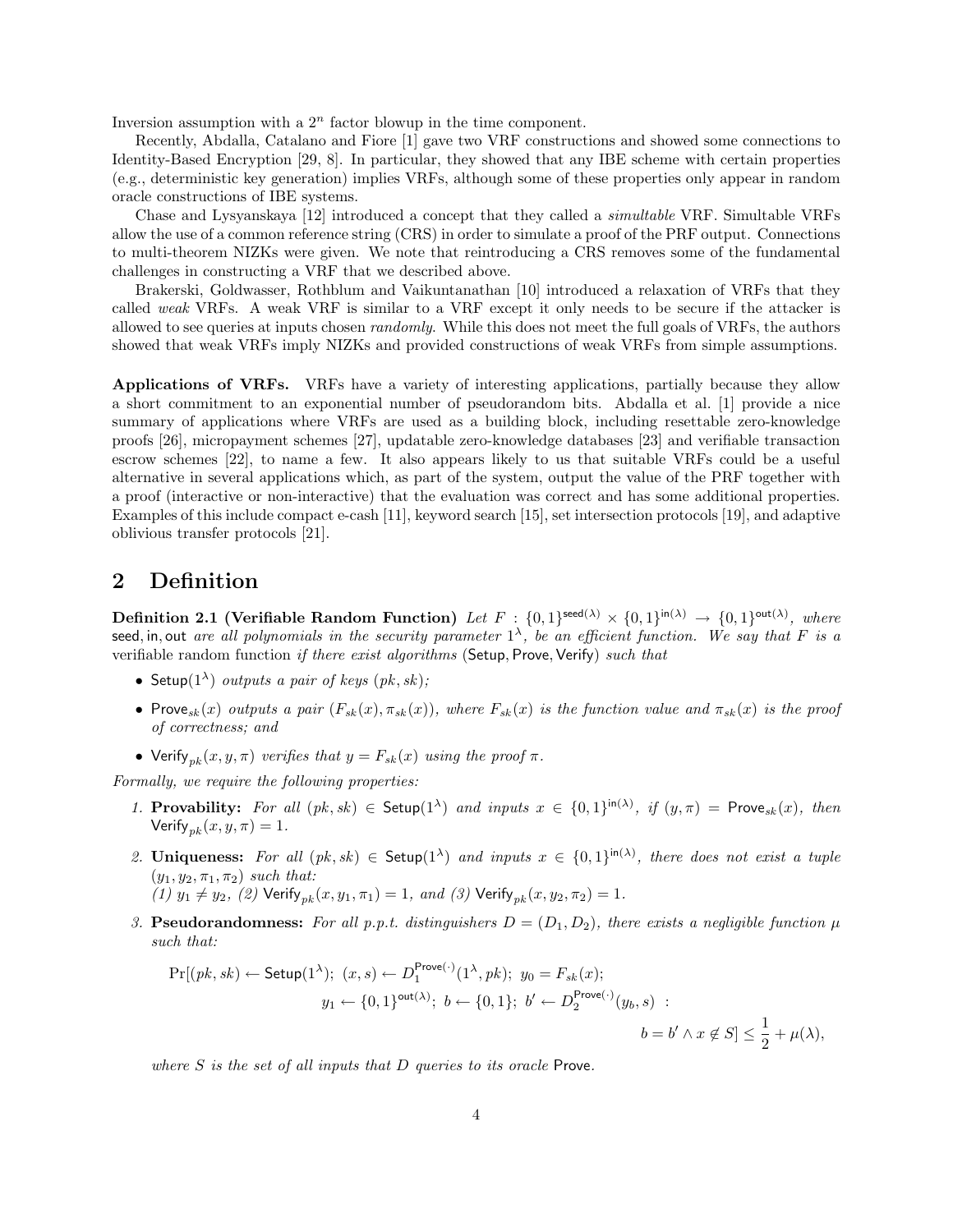Inversion assumption with a $2^n$ factor blowup in the time component.

Recently, Abdalla, Catalano and Fiore [1] gave two VRF constructions and showed some connections to Identity-Based Encryption [29, 8]. In particular, they showed that any IBE scheme with certain properties (e.g., deterministic key generation) implies VRFs, although some of these properties only appear in random oracle constructions of IBE systems.

Chase and Lysyanskaya [12] introduced a concept that they called a *simultable* VRF. Simultable VRFs allow the use of a common reference string (CRS) in order to simulate a proof of the PRF output. Connections to multi-theorem NIZKs were given. We note that reintroducing a CRS removes some of the fundamental challenges in constructing a VRF that we described above.

Brakerski, Goldwasser, Rothblum and Vaikuntanathan [10] introduced a relaxation of VRFs that they called *weak* VRFs. A weak VRF is similar to a VRF except it only needs to be secure if the attacker is allowed to see queries at inputs chosen *randomly*. While this does not meet the full goals of VRFs, the authors showed that weak VRFs imply NIZKs and provided constructions of weak VRFs from simple assumptions.

**Applications of VRFs.** VRFs have a variety of interesting applications, partially because they allow a short commitment to an exponential number of pseudorandom bits. Abdalla et al. [1] provide a nice summary of applications where VRFs are used as a building block, including resettable zero-knowledge proofs [26], micropayment schemes [27], updatable zero-knowledge databases [23] and verifiable transaction escrow schemes [22], to name a few. It also appears likely to us that suitable VRFs could be a useful alternative in several applications which, as part of the system, output the value of the PRF together with a proof (interactive or non-interactive) that the evaluation was correct and has some additional properties. Examples of this include compact e-cash [11], keyword search [15], set intersection protocols [19], and adaptive oblivious transfer protocols [21].

## 2 Definition

**Definition 2.1 (Verifiable Random Function)** *Let* $F : \{0,1\}^{\mathsf{seed}(\lambda)} \times \{0,1\}^{\mathsf{in}(\lambda)} \rightarrow \{0,1\}^{\mathsf{out}(\lambda)}$, *where* $\mathsf{seed}, \mathsf{in}, \mathsf{out}$ *are all polynomials in the security parameter* $1^\lambda$, *be an efficient function. We say that* $F$ *is a* verifiable random function *if there exist algorithms* $(\mathsf{Setup}, \mathsf{Prove}, \mathsf{Verify})$ *such that*

- $\mathsf{Setup}(1^\lambda)$ *outputs a pair of keys* $(pk, sk)$;
- $\mathsf{Prove}_{sk}(x)$ *outputs a pair* $(F_{sk}(x), \pi_{sk}(x))$, *where* $F_{sk}(x)$ *is the function value and* $\pi_{sk}(x)$ *is the proof of correctness; and*
- $\mathsf{Verify}_{pk}(x, y, \pi)$ *verifies that* $y = F_{sk}(x)$ *using the proof* $\pi$.

*Formally, we require the following properties:*

1. **Provability:** *For all* $(pk, sk) \in \mathsf{Setup}(1^\lambda)$ *and inputs* $x \in \{0,1\}^{\mathsf{in}(\lambda)}$, *if* $(y, \pi) = \mathsf{Prove}_{sk}(x)$, *then* $\mathsf{Verify}_{pk}(x, y, \pi) = 1$.
2. **Uniqueness:** *For all* $(pk, sk) \in \mathsf{Setup}(1^\lambda)$ *and inputs* $x \in \{0,1\}^{\mathsf{in}(\lambda)}$, *there does not exist a tuple* $(y_1, y_2, \pi_1, \pi_2)$ *such that:*
   *(1)* $y_1 \neq y_2$, *(2)* $\mathsf{Verify}_{pk}(x, y_1, \pi_1) = 1$, *and (3)* $\mathsf{Verify}_{pk}(x, y_2, \pi_2) = 1$.
3. **Pseudorandomness:** *For all p.p.t. distinguishers* $D = (D_1, D_2)$, *there exists a negligible function* $\mu$ *such that:*

$$\Pr[(pk, sk) \leftarrow \mathsf{Setup}(1^\lambda);\ (x, s) \leftarrow D_1^{\mathsf{Prove}(\cdot)}(1^\lambda, pk);\ y_0 = F_{sk}(x);$$
$$y_1 \leftarrow \{0,1\}^{\mathsf{out}(\lambda)};\ b \leftarrow \{0,1\};\ b' \leftarrow D_2^{\mathsf{Prove}(\cdot)}(y_b, s)\ :$$
$$b = b' \wedge x \notin S] \leq \frac{1}{2} + \mu(\lambda),$$

*where* $S$ *is the set of all inputs that* $D$ *queries to its oracle* $\mathsf{Prove}$.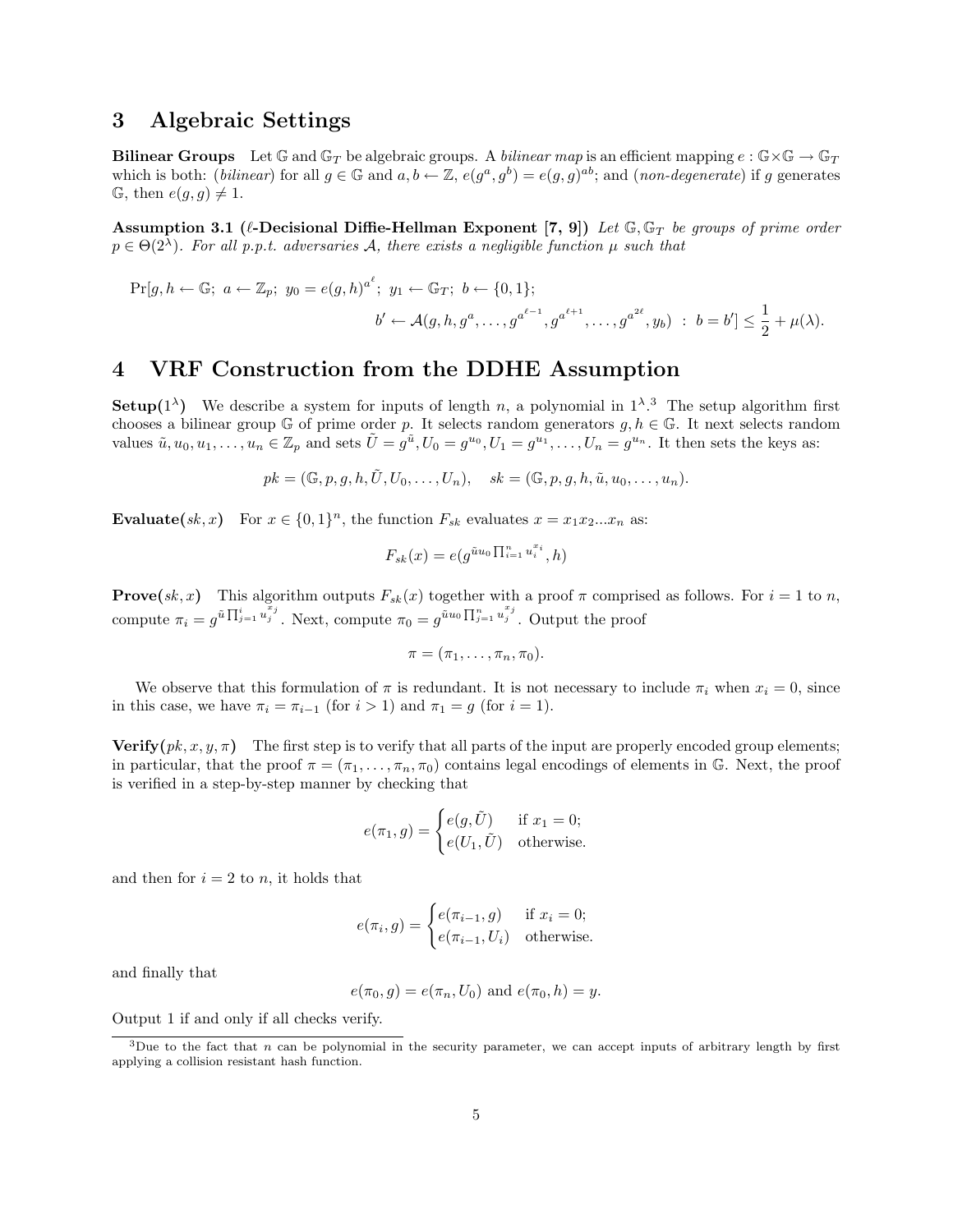# 3 Algebraic Settings

**Bilinear Groups** Let $\mathbb{G}$ and $\mathbb{G}_T$ be algebraic groups. A *bilinear map* is an efficient mapping $e : \mathbb{G}\times\mathbb{G} \to \mathbb{G}_T$ which is both: (*bilinear*) for all $g \in \mathbb{G}$ and $a, b \leftarrow \mathbb{Z}$, $e(g^a, g^b) = e(g, g)^{ab}$; and (*non-degenerate*) if $g$ generates $\mathbb{G}$, then $e(g, g) \neq 1$.

**Assumption 3.1 ($\ell$-Decisional Diffie-Hellman Exponent [7, 9])** *Let $\mathbb{G}, \mathbb{G}_T$ be groups of prime order $p \in \Theta(2^\lambda)$. For all p.p.t. adversaries $\mathcal{A}$, there exists a negligible function $\mu$ such that*

$$\Pr[g, h \leftarrow \mathbb{G};\ a \leftarrow \mathbb{Z}_p;\ y_0 = e(g, h)^{a^\ell};\ y_1 \leftarrow \mathbb{G}_T;\ b \leftarrow \{0, 1\};$$
$$b' \leftarrow \mathcal{A}(g, h, g^a, \ldots, g^{a^{\ell-1}}, g^{a^{\ell+1}}, \ldots, g^{a^{2\ell}}, y_b)\ :\ b = b'] \leq \frac{1}{2} + \mu(\lambda).$$

# 4 VRF Construction from the DDHE Assumption

**Setup($1^\lambda$)** We describe a system for inputs of length $n$, a polynomial in $1^\lambda$.[3] The setup algorithm first chooses a bilinear group $\mathbb{G}$ of prime order $p$. It selects random generators $g, h \in \mathbb{G}$. It next selects random values $\tilde{u}, u_0, u_1, \ldots, u_n \in \mathbb{Z}_p$ and sets $\tilde{U} = g^{\tilde{u}}, U_0 = g^{u_0}, U_1 = g^{u_1}, \ldots, U_n = g^{u_n}$. It then sets the keys as:

$$pk = (\mathbb{G}, p, g, h, \tilde{U}, U_0, \ldots, U_n), \quad sk = (\mathbb{G}, p, g, h, \tilde{u}, u_0, \ldots, u_n).$$

**Evaluate($sk, x$)** For $x \in \{0, 1\}^n$, the function $F_{sk}$ evaluates $x = x_1x_2...x_n$ as:

$$F_{sk}(x) = e(g^{\tilde{u}u_0 \prod_{i=1}^{n} u_i^{x_i}}, h)$$

**Prove($sk, x$)** This algorithm outputs $F_{sk}(x)$ together with a proof $\pi$ comprised as follows. For $i = 1$ to $n$, compute $\pi_i = g^{\tilde{u}\prod_{j=1}^{i} u_j^{x_j}}$. Next, compute $\pi_0 = g^{\tilde{u}u_0 \prod_{j=1}^{n} u_j^{x_j}}$. Output the proof

$$\pi = (\pi_1, \ldots, \pi_n, \pi_0).$$

We observe that this formulation of $\pi$ is redundant. It is not necessary to include $\pi_i$ when $x_i = 0$, since in this case, we have $\pi_i = \pi_{i-1}$ (for $i > 1$) and $\pi_1 = g$ (for $i = 1$).

**Verify($pk, x, y, \pi$)** The first step is to verify that all parts of the input are properly encoded group elements; in particular, that the proof $\pi = (\pi_1, \ldots, \pi_n, \pi_0)$ contains legal encodings of elements in $\mathbb{G}$. Next, the proof is verified in a step-by-step manner by checking that

$$e(\pi_1, g) = \begin{cases} e(g, \tilde{U}) & \text{if } x_1 = 0; \\ e(U_1, \tilde{U}) & \text{otherwise.} \end{cases}$$

and then for $i = 2$ to $n$, it holds that

$$e(\pi_i, g) = \begin{cases} e(\pi_{i-1}, g) & \text{if } x_i = 0; \\ e(\pi_{i-1}, U_i) & \text{otherwise.} \end{cases}$$

and finally that

$$e(\pi_0, g) = e(\pi_n, U_0) \text{ and } e(\pi_0, h) = y.$$

Output 1 if and only if all checks verify.

[3] Due to the fact that $n$ can be polynomial in the security parameter, we can accept inputs of arbitrary length by first applying a collision resistant hash function.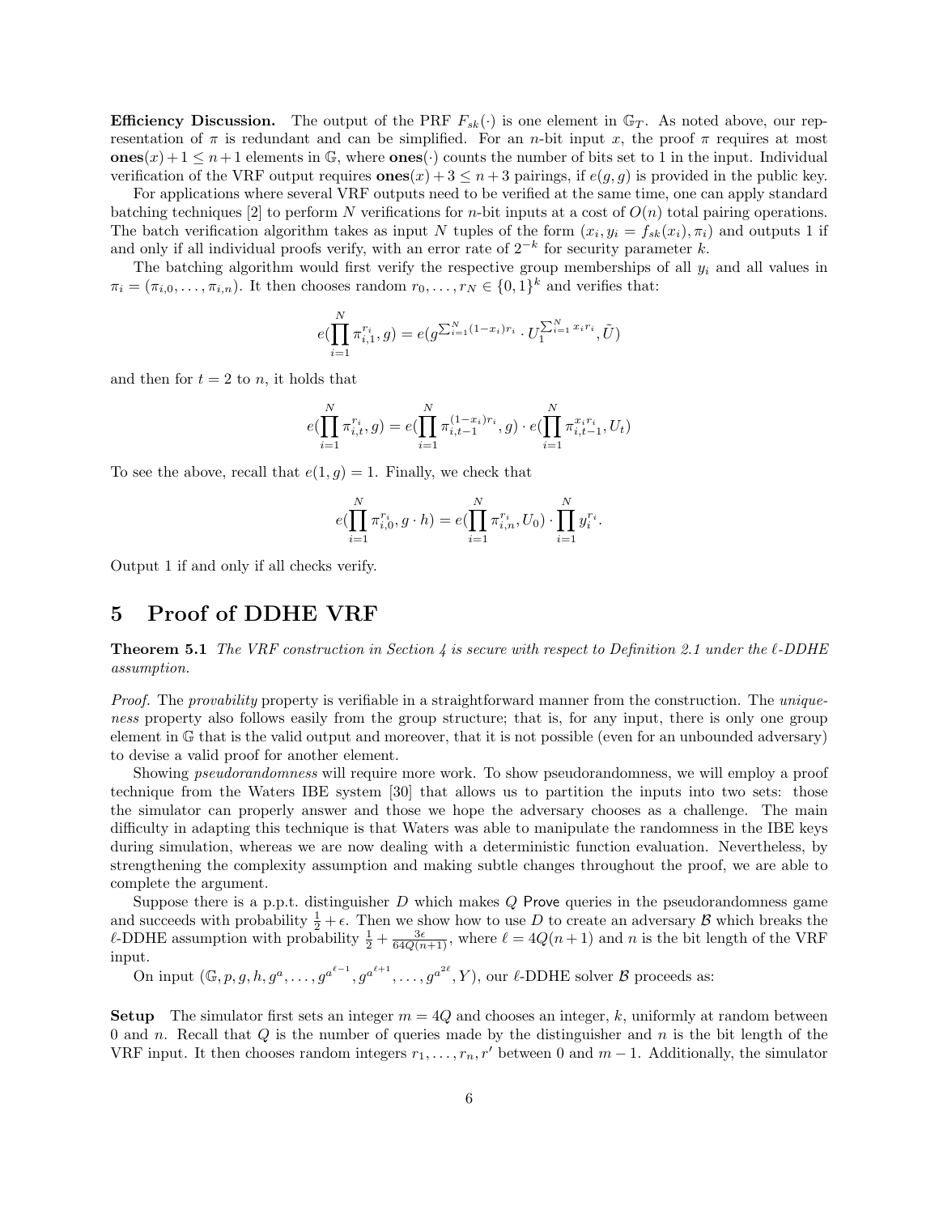**Efficiency Discussion.** The output of the PRF $F_{sk}(\cdot)$ is one element in $\mathbb{G}_T$. As noted above, our representation of $\pi$ is redundant and can be simplified. For an $n$-bit input $x$, the proof $\pi$ requires at most $\mathbf{ones}(x)+1 \leq n+1$ elements in $\mathbb{G}$, where $\mathbf{ones}(\cdot)$ counts the number of bits set to 1 in the input. Individual verification of the VRF output requires $\mathbf{ones}(x)+3 \leq n+3$ pairings, if $e(g,g)$ is provided in the public key.

For applications where several VRF outputs need to be verified at the same time, one can apply standard batching techniques [2] to perform $N$ verifications for $n$-bit inputs at a cost of $O(n)$ total pairing operations. The batch verification algorithm takes as input $N$ tuples of the form $(x_i, y_i = f_{sk}(x_i), \pi_i)$ and outputs 1 if and only if all individual proofs verify, with an error rate of $2^{-k}$ for security parameter $k$.

The batching algorithm would first verify the respective group memberships of all $y_i$ and all values in $\pi_i = (\pi_{i,0}, \ldots, \pi_{i,n})$. It then chooses random $r_0, \ldots, r_N \in \{0,1\}^k$ and verifies that:

$$e(\prod_{i=1}^{N} \pi_{i,1}^{r_i}, g) = e(g^{\sum_{i=1}^{N}(1-x_i)r_i} \cdot U_1^{\sum_{i=1}^{N} x_i r_i}, \tilde{U})$$

and then for $t=2$ to $n$, it holds that

$$e(\prod_{i=1}^{N} \pi_{i,t}^{r_i}, g) = e(\prod_{i=1}^{N} \pi_{i,t-1}^{(1-x_i)r_i}, g) \cdot e(\prod_{i=1}^{N} \pi_{i,t-1}^{x_i r_i}, U_t)$$

To see the above, recall that $e(1,g)=1$. Finally, we check that

$$e(\prod_{i=1}^{N} \pi_{i,0}^{r_i}, g \cdot h) = e(\prod_{i=1}^{N} \pi_{i,n}^{r_i}, U_0) \cdot \prod_{i=1}^{N} y_i^{r_i}.$$

Output 1 if and only if all checks verify.

# 5 Proof of DDHE VRF

**Theorem 5.1** *The VRF construction in Section 4 is secure with respect to Definition 2.1 under the $\ell$-DDHE assumption.*

*Proof.* The *provability* property is verifiable in a straightforward manner from the construction. The *uniqueness* property also follows easily from the group structure; that is, for any input, there is only one group element in $\mathbb{G}$ that is the valid output and moreover, that it is not possible (even for an unbounded adversary) to devise a valid proof for another element.

Showing *pseudorandomness* will require more work. To show pseudorandomness, we will employ a proof technique from the Waters IBE system [30] that allows us to partition the inputs into two sets: those the simulator can properly answer and those we hope the adversary chooses as a challenge. The main difficulty in adapting this technique is that Waters was able to manipulate the randomness in the IBE keys during simulation, whereas we are now dealing with a deterministic function evaluation. Nevertheless, by strengthening the complexity assumption and making subtle changes throughout the proof, we are able to complete the argument.

Suppose there is a p.p.t. distinguisher $D$ which makes $Q$ Prove queries in the pseudorandomness game and succeeds with probability $\frac{1}{2}+\epsilon$. Then we show how to use $D$ to create an adversary $\mathcal{B}$ which breaks the $\ell$-DDHE assumption with probability $\frac{1}{2}+\frac{3\epsilon}{64Q(n+1)}$, where $\ell = 4Q(n+1)$ and $n$ is the bit length of the VRF input.

On input $(\mathbb{G}, p, g, h, g^a, \ldots, g^{a^{\ell-1}}, g^{a^{\ell+1}}, \ldots, g^{a^{2\ell}}, Y)$, our $\ell$-DDHE solver $\mathcal{B}$ proceeds as:

**Setup** The simulator first sets an integer $m = 4Q$ and chooses an integer, $k$, uniformly at random between 0 and $n$. Recall that $Q$ is the number of queries made by the distinguisher and $n$ is the bit length of the VRF input. It then chooses random integers $r_1, \ldots, r_n, r'$ between 0 and $m-1$. Additionally, the simulator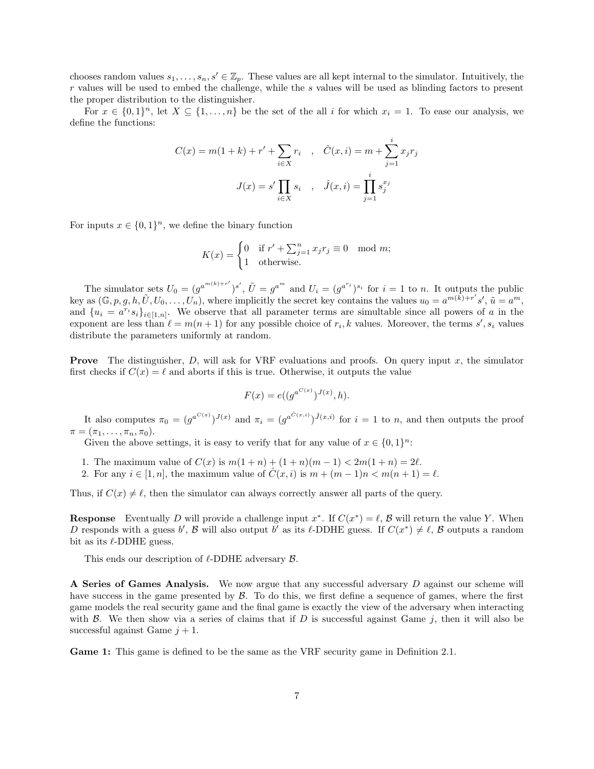chooses random values $s_1, \ldots, s_n, s' \in \mathbb{Z}_p$. These values are all kept internal to the simulator. Intuitively, the $r$ values will be used to embed the challenge, while the $s$ values will be used as blinding factors to present the proper distribution to the distinguisher.

For $x \in \{0,1\}^n$, let $X \subseteq \{1, \ldots, n\}$ be the set of the all $i$ for which $x_i = 1$. To ease our analysis, we define the functions:

$$C(x) = m(1+k) + r' + \sum_{i \in X} r_i \quad , \quad \hat{C}(x,i) = m + \sum_{j=1}^{i} x_j r_j$$

$$J(x) = s' \prod_{i \in X} s_i \quad , \quad \hat{J}(x,i) = \prod_{j=1}^{i} s_j^{x_j}$$

For inputs $x \in \{0,1\}^n$, we define the binary function

$$K(x) = \begin{cases} 0 & \text{if } r' + \sum_{j=1}^{n} x_j r_j \equiv 0 \mod m; \\ 1 & \text{otherwise.} \end{cases}$$

The simulator sets $U_0 = (g^{a^{m(k)+r'}})^{s'}$, $\tilde{U} = g^{a^m}$ and $U_i = (g^{a^{r_i}})^{s_i}$ for $i = 1$ to $n$. It outputs the public key as $(\mathbb{G}, p, g, h, \tilde{U}, U_0, \ldots, U_n)$, where implicitly the secret key contains the values $u_0 = a^{m(k)+r'}s'$, $\tilde{u} = a^m$, and $\{u_i = a^{r_i} s_i\}_{i \in [1,n]}$. We observe that all parameter terms are simultable since all powers of $a$ in the exponent are less than $\ell = m(n+1)$ for any possible choice of $r_i, k$ values. Moreover, the terms $s', s_i$ values distribute the parameters uniformly at random.

**Prove** The distinguisher, $D$, will ask for VRF evaluations and proofs. On query input $x$, the simulator first checks if $C(x) = \ell$ and aborts if this is true. Otherwise, it outputs the value

$$F(x) = e((g^{a^{C(x)}})^{J(x)}, h).$$

It also computes $\pi_0 = (g^{a^{C(x)}})^{J(x)}$ and $\pi_i = (g^{a^{\hat{C}(x,i)}})^{\hat{J}(x,i)}$ for $i = 1$ to $n$, and then outputs the proof $\pi = (\pi_1, \ldots, \pi_n, \pi_0)$.

Given the above settings, it is easy to verify that for any value of $x \in \{0,1\}^n$:

1. The maximum value of $C(x)$ is $m(1+n) + (1+n)(m-1) < 2m(1+n) = 2\ell$.
2. For any $i \in [1,n]$, the maximum value of $\hat{C}(x,i)$ is $m + (m-1)n < m(n+1) = \ell$.

Thus, if $C(x) \neq \ell$, then the simulator can always correctly answer all parts of the query.

**Response** Eventually $D$ will provide a challenge input $x^*$. If $C(x^*) = \ell$, $\mathcal{B}$ will return the value $Y$. When $D$ responds with a guess $b'$, $\mathcal{B}$ will also output $b'$ as its $\ell$-DDHE guess. If $C(x^*) \neq \ell$, $\mathcal{B}$ outputs a random bit as its $\ell$-DDHE guess.

This ends our description of $\ell$-DDHE adversary $\mathcal{B}$.

**A Series of Games Analysis.** We now argue that any successful adversary $D$ against our scheme will have success in the game presented by $\mathcal{B}$. To do this, we first define a sequence of games, where the first game models the real security game and the final game is exactly the view of the adversary when interacting with $\mathcal{B}$. We then show via a series of claims that if $D$ is successful against Game $j$, then it will also be successful against Game $j+1$.

**Game 1:** This game is defined to be the same as the VRF security game in Definition 2.1.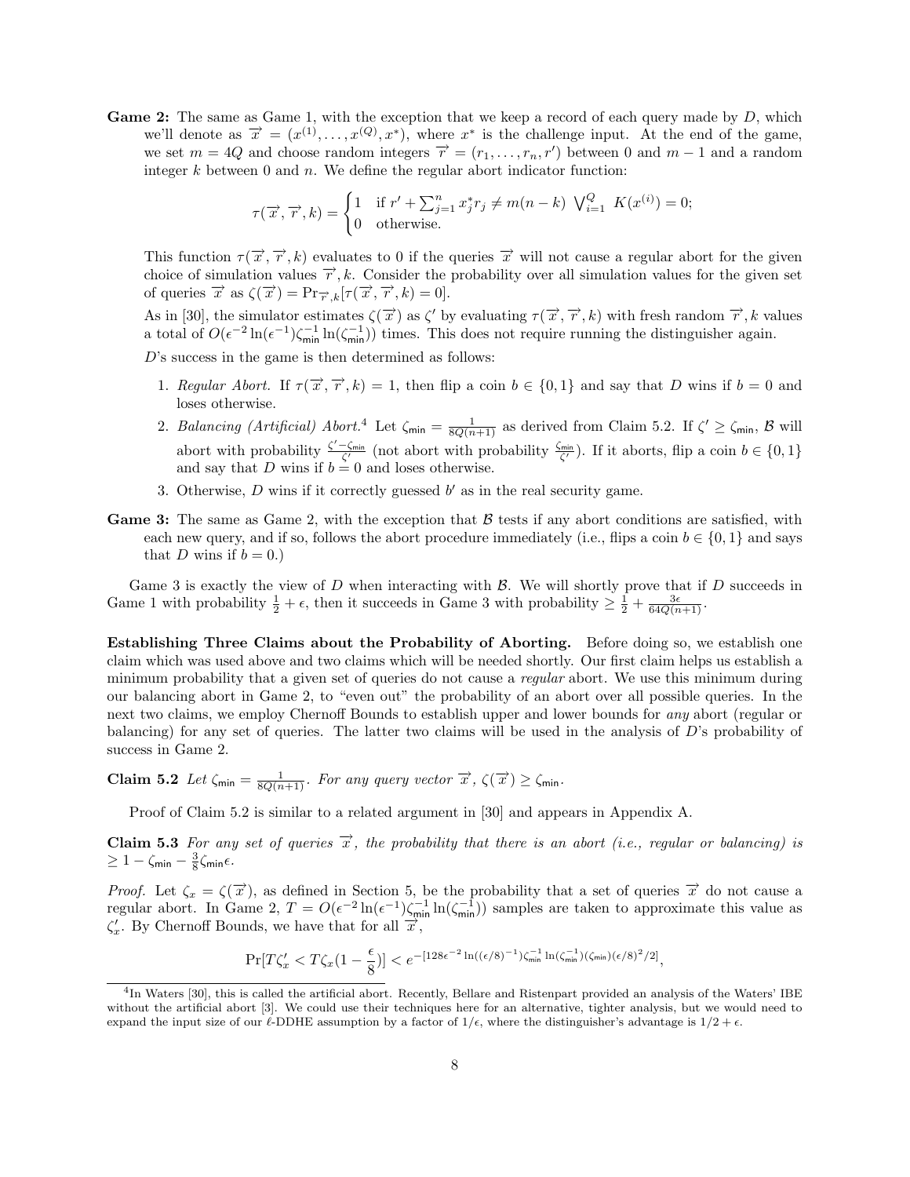**Game 2:** The same as Game 1, with the exception that we keep a record of each query made by $D$, which we'll denote as $\overrightarrow{x} = (x^{(1)}, \ldots, x^{(Q)}, x^*)$, where $x^*$ is the challenge input. At the end of the game, we set $m = 4Q$ and choose random integers $\overrightarrow{r} = (r_1, \ldots, r_n, r')$ between 0 and $m-1$ and a random integer $k$ between 0 and $n$. We define the regular abort indicator function:

$$\tau(\overrightarrow{x}, \overrightarrow{r}, k) = \begin{cases} 1 & \text{if } r' + \sum_{j=1}^{n} x^*_j r_j \neq m(n-k) \ \bigvee_{i=1}^{Q} \ K(x^{(i)}) = 0; \\ 0 & \text{otherwise.} \end{cases}$$

This function $\tau(\overrightarrow{x}, \overrightarrow{r}, k)$ evaluates to 0 if the queries $\overrightarrow{x}$ will not cause a regular abort for the given choice of simulation values $\overrightarrow{r}, k$. Consider the probability over all simulation values for the given set of queries $\overrightarrow{x}$ as $\zeta(\overrightarrow{x}) = \Pr_{\overrightarrow{r},k}[\tau(\overrightarrow{x}, \overrightarrow{r}, k) = 0]$.

As in [30], the simulator estimates $\zeta(\overrightarrow{x})$ as $\zeta'$ by evaluating $\tau(\overrightarrow{x}, \overrightarrow{r}, k)$ with fresh random $\overrightarrow{r}, k$ values a total of $O(\epsilon^{-2}\ln(\epsilon^{-1})\zeta_{\mathsf{min}}^{-1}\ln(\zeta_{\mathsf{min}}^{-1}))$ times. This does not require running the distinguisher again.

$D$'s success in the game is then determined as follows:

1. *Regular Abort.* If $\tau(\overrightarrow{x}, \overrightarrow{r}, k) = 1$, then flip a coin $b \in \{0, 1\}$ and say that $D$ wins if $b = 0$ and loses otherwise.
2. *Balancing (Artificial) Abort.*[4] Let $\zeta_{\mathsf{min}} = \frac{1}{8Q(n+1)}$ as derived from Claim 5.2. If $\zeta' \geq \zeta_{\mathsf{min}}$, $\mathcal{B}$ will abort with probability $\frac{\zeta' - \zeta_{\mathsf{min}}}{\zeta'}$ (not abort with probability $\frac{\zeta_{\mathsf{min}}}{\zeta'}$). If it aborts, flip a coin $b \in \{0, 1\}$ and say that $D$ wins if $b = 0$ and loses otherwise.
3. Otherwise, $D$ wins if it correctly guessed $b'$ as in the real security game.

**Game 3:** The same as Game 2, with the exception that $\mathcal{B}$ tests if any abort conditions are satisfied, with each new query, and if so, follows the abort procedure immediately (i.e., flips a coin $b \in \{0, 1\}$ and says that $D$ wins if $b = 0$.)

Game 3 is exactly the view of $D$ when interacting with $\mathcal{B}$. We will shortly prove that if $D$ succeeds in Game 1 with probability $\frac{1}{2} + \epsilon$, then it succeeds in Game 3 with probability $\geq \frac{1}{2} + \frac{3\epsilon}{64Q(n+1)}$.

**Establishing Three Claims about the Probability of Aborting.** Before doing so, we establish one claim which was used above and two claims which will be needed shortly. Our first claim helps us establish a minimum probability that a given set of queries do not cause a *regular* abort. We use this minimum during our balancing abort in Game 2, to "even out" the probability of an abort over all possible queries. In the next two claims, we employ Chernoff Bounds to establish upper and lower bounds for *any* abort (regular or balancing) for any set of queries. The latter two claims will be used in the analysis of $D$'s probability of success in Game 2.

**Claim 5.2** *Let $\zeta_{\mathsf{min}} = \frac{1}{8Q(n+1)}$. For any query vector $\overrightarrow{x}$, $\zeta(\overrightarrow{x}) \geq \zeta_{\mathsf{min}}$.*

Proof of Claim 5.2 is similar to a related argument in [30] and appears in Appendix A.

**Claim 5.3** *For any set of queries $\overrightarrow{x}$, the probability that there is an abort (i.e., regular or balancing) is $\geq 1 - \zeta_{\mathsf{min}} - \frac{3}{8}\zeta_{\mathsf{min}}\epsilon$.*

*Proof.* Let $\zeta_x = \zeta(\overrightarrow{x})$, as defined in Section 5, be the probability that a set of queries $\overrightarrow{x}$ do not cause a regular abort. In Game 2, $T = O(\epsilon^{-2}\ln(\epsilon^{-1})\zeta_{\mathsf{min}}^{-1}\ln(\zeta_{\mathsf{min}}^{-1}))$ samples are taken to approximate this value as $\zeta'_x$. By Chernoff Bounds, we have that for all $\overrightarrow{x}$,

$$\Pr[T\zeta'_x < T\zeta_x(1 - \frac{\epsilon}{8})] < e^{-[128\epsilon^{-2}\ln((\epsilon/8)^{-1})\zeta_{\mathsf{min}}^{-1}\ln(\zeta_{\mathsf{min}}^{-1})(\zeta_{\mathsf{min}})(\epsilon/8)^2/2]},$$

[4] In Waters [30], this is called the artificial abort. Recently, Bellare and Ristenpart provided an analysis of the Waters' IBE without the artificial abort [3]. We could use their techniques here for an alternative, tighter analysis, but we would need to expand the input size of our $\ell$-DDHE assumption by a factor of $1/\epsilon$, where the distinguisher's advantage is $1/2 + \epsilon$.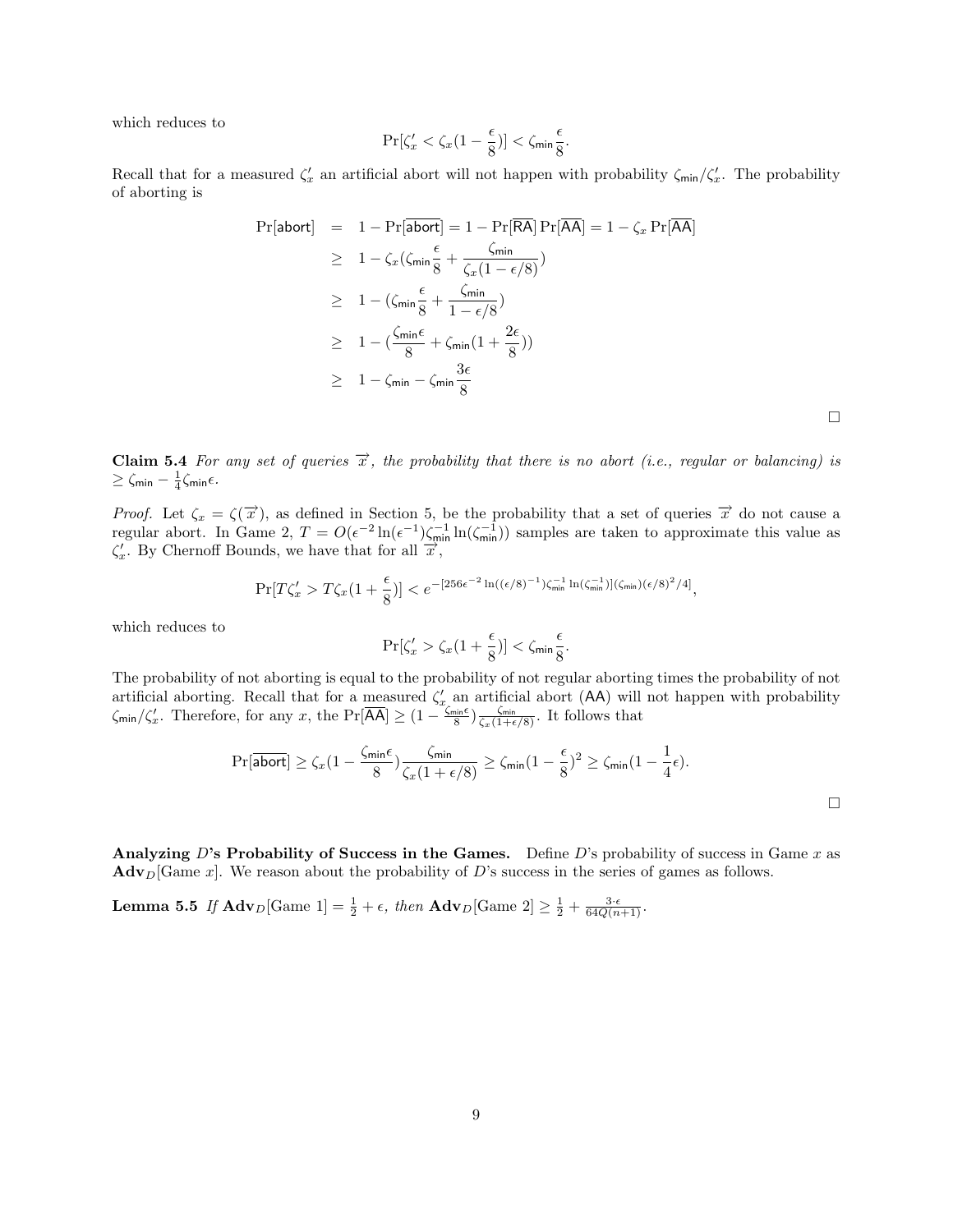which reduces to

$$\Pr[\zeta'_x < \zeta_x(1 - \frac{\epsilon}{8})] < \zeta_{\mathsf{min}} \frac{\epsilon}{8}.$$

Recall that for a measured $\zeta'_x$ an artificial abort will not happen with probability $\zeta_{\mathsf{min}}/\zeta'_x$. The probability of aborting is

$$\begin{aligned}
\Pr[\mathsf{abort}] &= 1 - \Pr[\overline{\mathsf{abort}}] = 1 - \Pr[\overline{\mathsf{RA}}]\Pr[\overline{\mathsf{AA}}] = 1 - \zeta_x \Pr[\overline{\mathsf{AA}}] \\
&\geq 1 - \zeta_x(\zeta_{\mathsf{min}} \frac{\epsilon}{8} + \frac{\zeta_{\mathsf{min}}}{\zeta_x(1 - \epsilon/8)}) \\
&\geq 1 - (\zeta_{\mathsf{min}} \frac{\epsilon}{8} + \frac{\zeta_{\mathsf{min}}}{1 - \epsilon/8}) \\
&\geq 1 - (\frac{\zeta_{\mathsf{min}}\epsilon}{8} + \zeta_{\mathsf{min}}(1 + \frac{2\epsilon}{8})) \\
&\geq 1 - \zeta_{\mathsf{min}} - \zeta_{\mathsf{min}} \frac{3\epsilon}{8}
\end{aligned}$$

□

**Claim 5.4** *For any set of queries $\overrightarrow{x}$, the probability that there is no abort (i.e., regular or balancing) is $\geq \zeta_{\mathsf{min}} - \frac{1}{4}\zeta_{\mathsf{min}}\epsilon$.*

*Proof.* Let $\zeta_x = \zeta(\overrightarrow{x})$, as defined in Section 5, be the probability that a set of queries $\overrightarrow{x}$ do not cause a regular abort. In Game 2, $T = O(\epsilon^{-2}\ln(\epsilon^{-1})\zeta_{\mathsf{min}}^{-1}\ln(\zeta_{\mathsf{min}}^{-1}))$ samples are taken to approximate this value as $\zeta'_x$. By Chernoff Bounds, we have that for all $\overrightarrow{x}$,

$$\Pr[T\zeta'_x > T\zeta_x(1 + \frac{\epsilon}{8})] < e^{-[256\epsilon^{-2}\ln((\epsilon/8)^{-1})\zeta_{\mathsf{min}}^{-1}\ln(\zeta_{\mathsf{min}}^{-1})](\zeta_{\mathsf{min}})(\epsilon/8)^2/4]},$$

which reduces to

$$\Pr[\zeta'_x > \zeta_x(1 + \frac{\epsilon}{8})] < \zeta_{\mathsf{min}} \frac{\epsilon}{8}.$$

The probability of not aborting is equal to the probability of not regular aborting times the probability of not artificial aborting. Recall that for a measured $\zeta'_x$ an artificial abort ($\mathsf{AA}$) will not happen with probability $\zeta_{\mathsf{min}}/\zeta'_x$. Therefore, for any $x$, the $\Pr[\overline{\mathsf{AA}}] \geq (1 - \frac{\zeta_{\mathsf{min}}\epsilon}{8})\frac{\zeta_{\mathsf{min}}}{\zeta_x(1+\epsilon/8)}$. It follows that

$$\Pr[\overline{\mathsf{abort}}] \geq \zeta_x(1 - \frac{\zeta_{\mathsf{min}}\epsilon}{8})\frac{\zeta_{\mathsf{min}}}{\zeta_x(1 + \epsilon/8)} \geq \zeta_{\mathsf{min}}(1 - \frac{\epsilon}{8})^2 \geq \zeta_{\mathsf{min}}(1 - \frac{1}{4}\epsilon).$$

□

**Analyzing $D$'s Probability of Success in the Games.** Define $D$'s probability of success in Game $x$ as $\mathbf{Adv}_D[\text{Game } x]$. We reason about the probability of $D$'s success in the series of games as follows.

**Lemma 5.5** *If $\mathbf{Adv}_D[\text{Game 1}] = \frac{1}{2} + \epsilon$, then $\mathbf{Adv}_D[\text{Game 2}] \geq \frac{1}{2} + \frac{3 \cdot \epsilon}{64Q(n+1)}$.*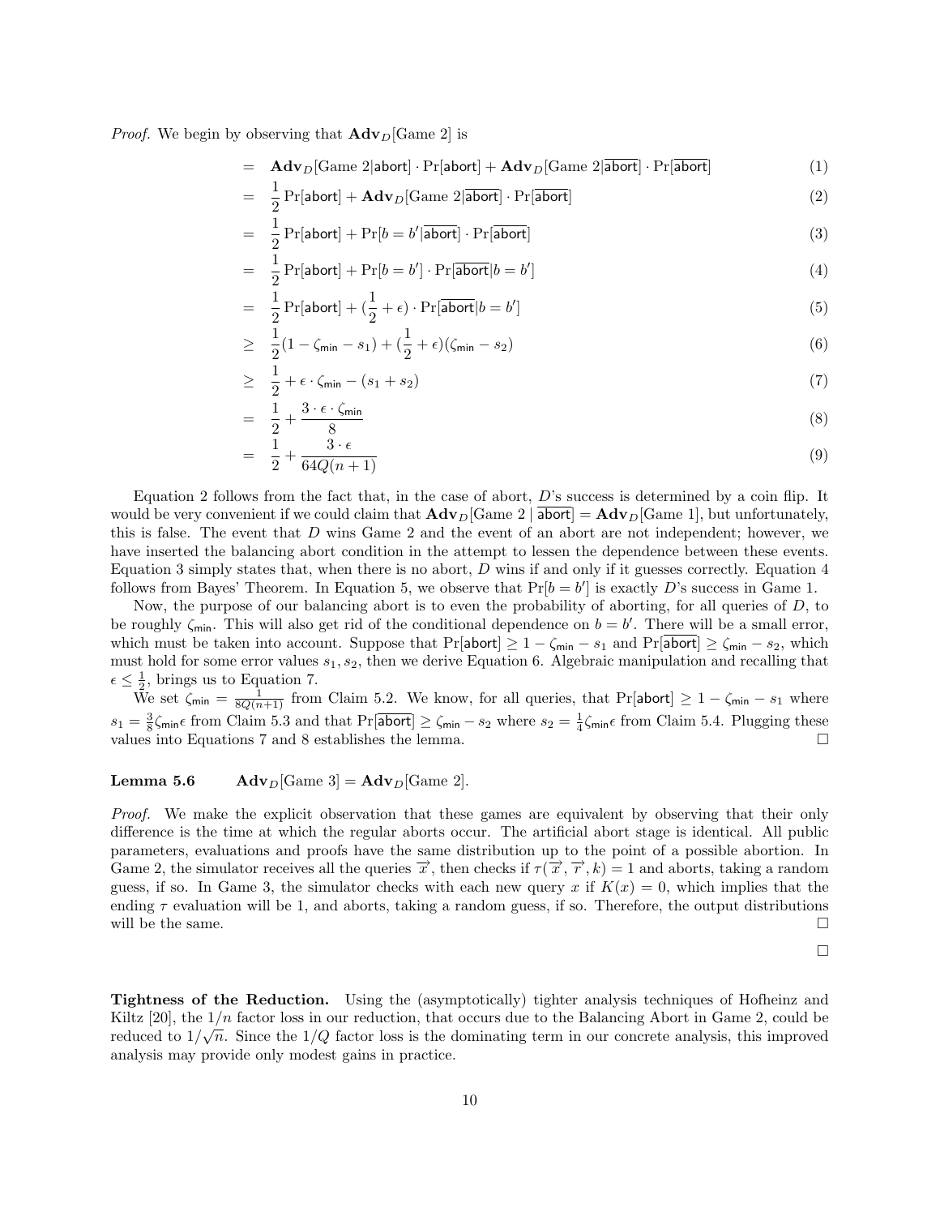*Proof.* We begin by observing that $\mathbf{Adv}_D[\text{Game 2}]$ is

$$
\begin{aligned}
&= \mathbf{Adv}_D[\text{Game 2}|\mathsf{abort}] \cdot \Pr[\mathsf{abort}] + \mathbf{Adv}_D[\text{Game 2}|\overline{\mathsf{abort}}] \cdot \Pr[\overline{\mathsf{abort}}] && (1)\\
&= \frac{1}{2}\Pr[\mathsf{abort}] + \mathbf{Adv}_D[\text{Game 2}|\overline{\mathsf{abort}}] \cdot \Pr[\overline{\mathsf{abort}}] && (2)\\
&= \frac{1}{2}\Pr[\mathsf{abort}] + \Pr[b = b'|\overline{\mathsf{abort}}] \cdot \Pr[\overline{\mathsf{abort}}] && (3)\\
&= \frac{1}{2}\Pr[\mathsf{abort}] + \Pr[b = b'] \cdot \Pr[\overline{\mathsf{abort}}|b = b'] && (4)\\
&= \frac{1}{2}\Pr[\mathsf{abort}] + (\frac{1}{2} + \epsilon) \cdot \Pr[\overline{\mathsf{abort}}|b = b'] && (5)\\
&\geq \frac{1}{2}(1 - \zeta_{\mathsf{min}} - s_1) + (\frac{1}{2} + \epsilon)(\zeta_{\mathsf{min}} - s_2) && (6)\\
&\geq \frac{1}{2} + \epsilon \cdot \zeta_{\mathsf{min}} - (s_1 + s_2) && (7)\\
&= \frac{1}{2} + \frac{3 \cdot \epsilon \cdot \zeta_{\mathsf{min}}}{8} && (8)\\
&= \frac{1}{2} + \frac{3 \cdot \epsilon}{64Q(n+1)} && (9)
\end{aligned}
$$

Equation 2 follows from the fact that, in the case of abort, $D$'s success is determined by a coin flip. It would be very convenient if we could claim that $\mathbf{Adv}_D[\text{Game 2} \mid \overline{\mathsf{abort}}] = \mathbf{Adv}_D[\text{Game 1}]$, but unfortunately, this is false. The event that $D$ wins Game 2 and the event of an abort are not independent; however, we have inserted the balancing abort condition in the attempt to lessen the dependence between these events. Equation 3 simply states that, when there is no abort, $D$ wins if and only if it guesses correctly. Equation 4 follows from Bayes' Theorem. In Equation 5, we observe that $\Pr[b = b']$ is exactly $D$'s success in Game 1.

Now, the purpose of our balancing abort is to even the probability of aborting, for all queries of $D$, to be roughly $\zeta_{\mathsf{min}}$. This will also get rid of the conditional dependence on $b = b'$. There will be a small error, which must be taken into account. Suppose that $\Pr[\mathsf{abort}] \geq 1 - \zeta_{\mathsf{min}} - s_1$ and $\Pr[\overline{\mathsf{abort}}] \geq \zeta_{\mathsf{min}} - s_2$, which must hold for some error values $s_1, s_2$, then we derive Equation 6. Algebraic manipulation and recalling that $\epsilon \leq \frac{1}{2}$, brings us to Equation 7.

We set $\zeta_{\mathsf{min}} = \frac{1}{8Q(n+1)}$ from Claim 5.2. We know, for all queries, that $\Pr[\mathsf{abort}] \geq 1 - \zeta_{\mathsf{min}} - s_1$ where $s_1 = \frac{3}{8}\zeta_{\mathsf{min}}\epsilon$ from Claim 5.3 and that $\Pr[\overline{\mathsf{abort}}] \geq \zeta_{\mathsf{min}} - s_2$ where $s_2 = \frac{1}{4}\zeta_{\mathsf{min}}\epsilon$ from Claim 5.4. Plugging these values into Equations 7 and 8 establishes the lemma. □

**Lemma 5.6** $\quad \mathbf{Adv}_D[\text{Game 3}] = \mathbf{Adv}_D[\text{Game 2}]$.

*Proof.* We make the explicit observation that these games are equivalent by observing that their only difference is the time at which the regular aborts occur. The artificial abort stage is identical. All public parameters, evaluations and proofs have the same distribution up to the point of a possible abortion. In Game 2, the simulator receives all the queries $\overrightarrow{x}$, then checks if $\tau(\overrightarrow{x}, \overrightarrow{r}, k) = 1$ and aborts, taking a random guess, if so. In Game 3, the simulator checks with each new query $x$ if $K(x) = 0$, which implies that the ending $\tau$ evaluation will be 1, and aborts, taking a random guess, if so. Therefore, the output distributions will be the same. □

□

**Tightness of the Reduction.** Using the (asymptotically) tighter analysis techniques of Hofheinz and Kiltz [20], the $1/n$ factor loss in our reduction, that occurs due to the Balancing Abort in Game 2, could be reduced to $1/\sqrt{n}$. Since the $1/Q$ factor loss is the dominating term in our concrete analysis, this improved analysis may provide only modest gains in practice.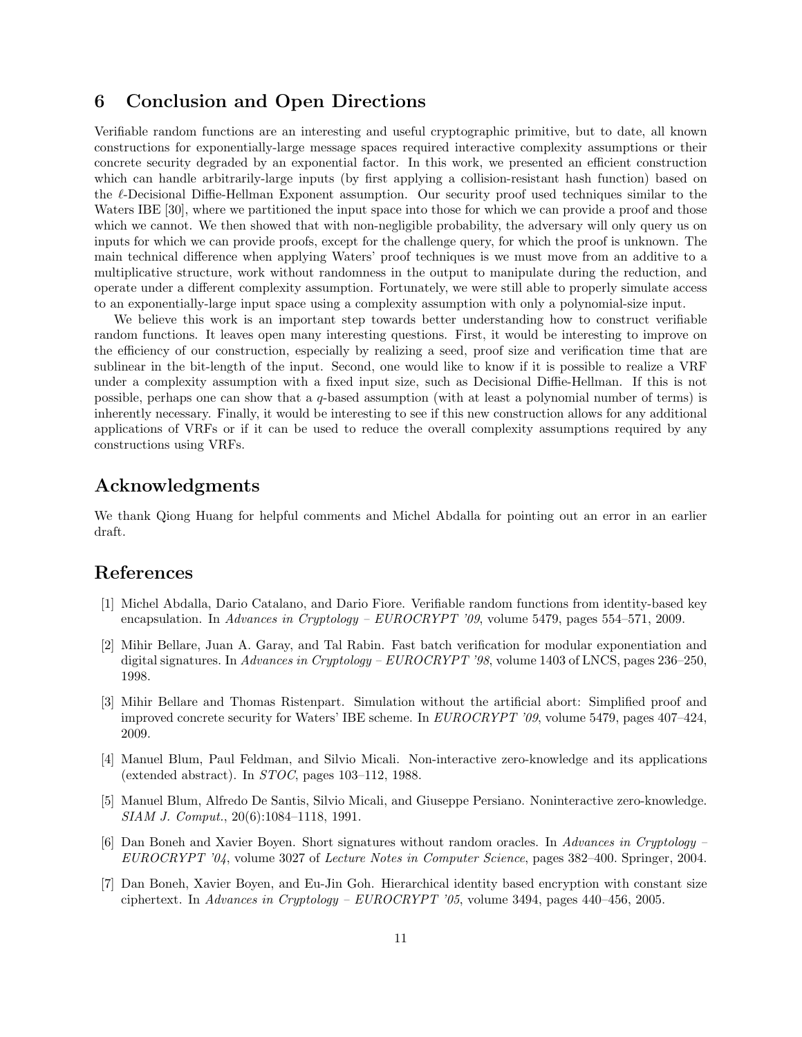## 6 Conclusion and Open Directions

Verifiable random functions are an interesting and useful cryptographic primitive, but to date, all known constructions for exponentially-large message spaces required interactive complexity assumptions or their concrete security degraded by an exponential factor. In this work, we presented an efficient construction which can handle arbitrarily-large inputs (by first applying a collision-resistant hash function) based on the $\ell$-Decisional Diffie-Hellman Exponent assumption. Our security proof used techniques similar to the Waters IBE [30], where we partitioned the input space into those for which we can provide a proof and those which we cannot. We then showed that with non-negligible probability, the adversary will only query us on inputs for which we can provide proofs, except for the challenge query, for which the proof is unknown. The main technical difference when applying Waters' proof techniques is we must move from an additive to a multiplicative structure, work without randomness in the output to manipulate during the reduction, and operate under a different complexity assumption. Fortunately, we were still able to properly simulate access to an exponentially-large input space using a complexity assumption with only a polynomial-size input.

We believe this work is an important step towards better understanding how to construct verifiable random functions. It leaves open many interesting questions. First, it would be interesting to improve on the efficiency of our construction, especially by realizing a seed, proof size and verification time that are sublinear in the bit-length of the input. Second, one would like to know if it is possible to realize a VRF under a complexity assumption with a fixed input size, such as Decisional Diffie-Hellman. If this is not possible, perhaps one can show that a $q$-based assumption (with at least a polynomial number of terms) is inherently necessary. Finally, it would be interesting to see if this new construction allows for any additional applications of VRFs or if it can be used to reduce the overall complexity assumptions required by any constructions using VRFs.

## Acknowledgments

We thank Qiong Huang for helpful comments and Michel Abdalla for pointing out an error in an earlier draft.

## References

[1] Michel Abdalla, Dario Catalano, and Dario Fiore. Verifiable random functions from identity-based key encapsulation. In *Advances in Cryptology – EUROCRYPT '09*, volume 5479, pages 554–571, 2009.

[2] Mihir Bellare, Juan A. Garay, and Tal Rabin. Fast batch verification for modular exponentiation and digital signatures. In *Advances in Cryptology – EUROCRYPT '98*, volume 1403 of LNCS, pages 236–250, 1998.

[3] Mihir Bellare and Thomas Ristenpart. Simulation without the artificial abort: Simplified proof and improved concrete security for Waters' IBE scheme. In *EUROCRYPT '09*, volume 5479, pages 407–424, 2009.

[4] Manuel Blum, Paul Feldman, and Silvio Micali. Non-interactive zero-knowledge and its applications (extended abstract). In *STOC*, pages 103–112, 1988.

[5] Manuel Blum, Alfredo De Santis, Silvio Micali, and Giuseppe Persiano. Noninteractive zero-knowledge. *SIAM J. Comput.*, 20(6):1084–1118, 1991.

[6] Dan Boneh and Xavier Boyen. Short signatures without random oracles. In *Advances in Cryptology – EUROCRYPT '04*, volume 3027 of *Lecture Notes in Computer Science*, pages 382–400. Springer, 2004.

[7] Dan Boneh, Xavier Boyen, and Eu-Jin Goh. Hierarchical identity based encryption with constant size ciphertext. In *Advances in Cryptology – EUROCRYPT '05*, volume 3494, pages 440–456, 2005.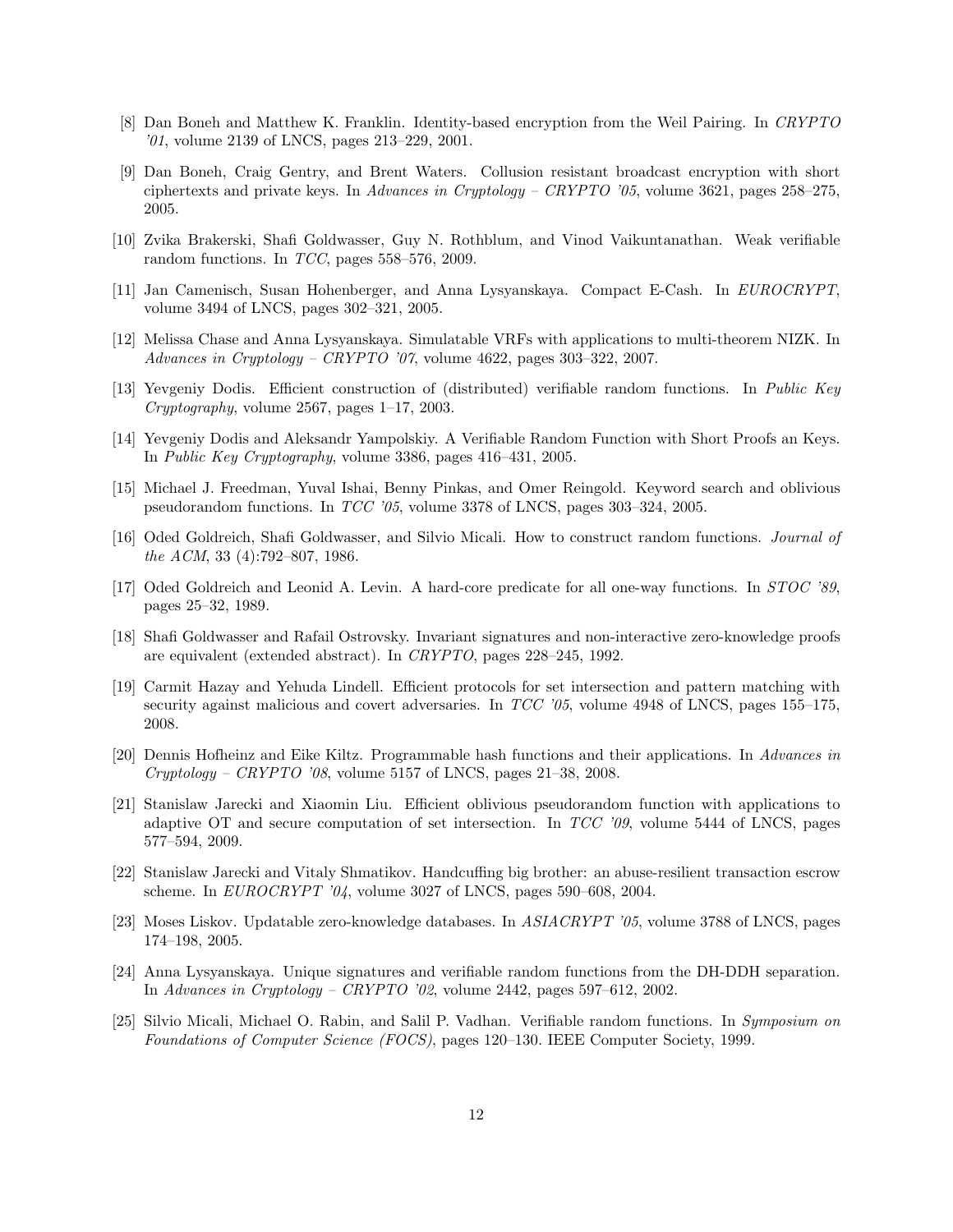[8] Dan Boneh and Matthew K. Franklin. Identity-based encryption from the Weil Pairing. In *CRYPTO '01*, volume 2139 of LNCS, pages 213–229, 2001.

[9] Dan Boneh, Craig Gentry, and Brent Waters. Collusion resistant broadcast encryption with short ciphertexts and private keys. In *Advances in Cryptology – CRYPTO '05*, volume 3621, pages 258–275, 2005.

[10] Zvika Brakerski, Shafi Goldwasser, Guy N. Rothblum, and Vinod Vaikuntanathan. Weak verifiable random functions. In *TCC*, pages 558–576, 2009.

[11] Jan Camenisch, Susan Hohenberger, and Anna Lysyanskaya. Compact E-Cash. In *EUROCRYPT*, volume 3494 of LNCS, pages 302–321, 2005.

[12] Melissa Chase and Anna Lysyanskaya. Simulatable VRFs with applications to multi-theorem NIZK. In *Advances in Cryptology – CRYPTO '07*, volume 4622, pages 303–322, 2007.

[13] Yevgeniy Dodis. Efficient construction of (distributed) verifiable random functions. In *Public Key Cryptography*, volume 2567, pages 1–17, 2003.

[14] Yevgeniy Dodis and Aleksandr Yampolskiy. A Verifiable Random Function with Short Proofs an Keys. In *Public Key Cryptography*, volume 3386, pages 416–431, 2005.

[15] Michael J. Freedman, Yuval Ishai, Benny Pinkas, and Omer Reingold. Keyword search and oblivious pseudorandom functions. In *TCC '05*, volume 3378 of LNCS, pages 303–324, 2005.

[16] Oded Goldreich, Shafi Goldwasser, and Silvio Micali. How to construct random functions. *Journal of the ACM*, 33 (4):792–807, 1986.

[17] Oded Goldreich and Leonid A. Levin. A hard-core predicate for all one-way functions. In *STOC '89*, pages 25–32, 1989.

[18] Shafi Goldwasser and Rafail Ostrovsky. Invariant signatures and non-interactive zero-knowledge proofs are equivalent (extended abstract). In *CRYPTO*, pages 228–245, 1992.

[19] Carmit Hazay and Yehuda Lindell. Efficient protocols for set intersection and pattern matching with security against malicious and covert adversaries. In *TCC '05*, volume 4948 of LNCS, pages 155–175, 2008.

[20] Dennis Hofheinz and Eike Kiltz. Programmable hash functions and their applications. In *Advances in Cryptology – CRYPTO '08*, volume 5157 of LNCS, pages 21–38, 2008.

[21] Stanislaw Jarecki and Xiaomin Liu. Efficient oblivious pseudorandom function with applications to adaptive OT and secure computation of set intersection. In *TCC '09*, volume 5444 of LNCS, pages 577–594, 2009.

[22] Stanislaw Jarecki and Vitaly Shmatikov. Handcuffing big brother: an abuse-resilient transaction escrow scheme. In *EUROCRYPT '04*, volume 3027 of LNCS, pages 590–608, 2004.

[23] Moses Liskov. Updatable zero-knowledge databases. In *ASIACRYPT '05*, volume 3788 of LNCS, pages 174–198, 2005.

[24] Anna Lysyanskaya. Unique signatures and verifiable random functions from the DH-DDH separation. In *Advances in Cryptology – CRYPTO '02*, volume 2442, pages 597–612, 2002.

[25] Silvio Micali, Michael O. Rabin, and Salil P. Vadhan. Verifiable random functions. In *Symposium on Foundations of Computer Science (FOCS)*, pages 120–130. IEEE Computer Society, 1999.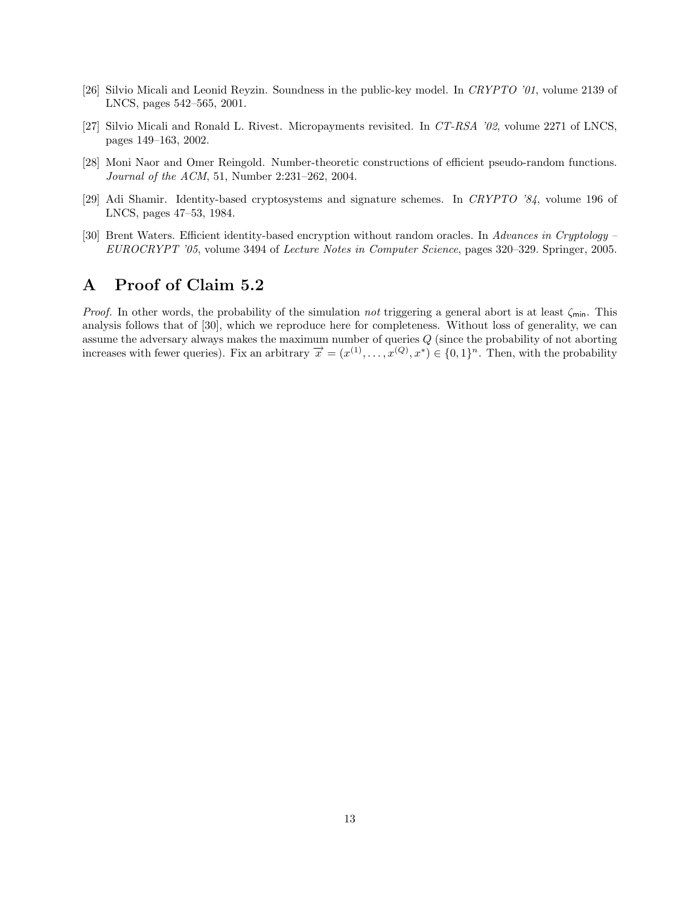[26] Silvio Micali and Leonid Reyzin. Soundness in the public-key model. In *CRYPTO '01*, volume 2139 of LNCS, pages 542–565, 2001.

[27] Silvio Micali and Ronald L. Rivest. Micropayments revisited. In *CT-RSA '02*, volume 2271 of LNCS, pages 149–163, 2002.

[28] Moni Naor and Omer Reingold. Number-theoretic constructions of efficient pseudo-random functions. *Journal of the ACM*, 51, Number 2:231–262, 2004.

[29] Adi Shamir. Identity-based cryptosystems and signature schemes. In *CRYPTO '84*, volume 196 of LNCS, pages 47–53, 1984.

[30] Brent Waters. Efficient identity-based encryption without random oracles. In *Advances in Cryptology – EUROCRYPT '05*, volume 3494 of *Lecture Notes in Computer Science*, pages 320–329. Springer, 2005.

# A Proof of Claim 5.2

*Proof.* In other words, the probability of the simulation *not* triggering a general abort is at least $\zeta_{\mathsf{min}}$. This analysis follows that of [30], which we reproduce here for completeness. Without loss of generality, we can assume the adversary always makes the maximum number of queries $Q$ (since the probability of not aborting increases with fewer queries). Fix an arbitrary $\overrightarrow{x} = (x^{(1)}, \ldots, x^{(Q)}, x^*) \in \{0,1\}^n$. Then, with the probability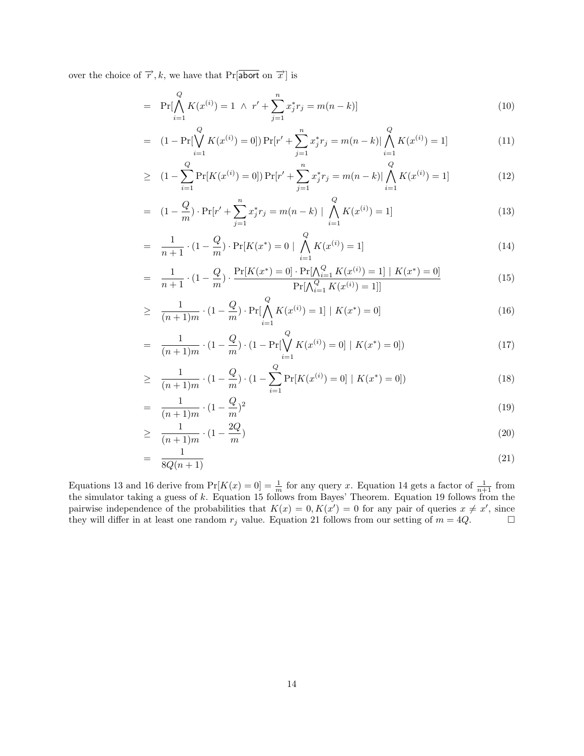over the choice of $\overrightarrow{r}, k$, we have that $\Pr[\overline{\mathsf{abort}} \text{ on } \overrightarrow{x}]$ is

$$
\begin{aligned}
&= \Pr[\bigwedge_{i=1}^{Q} K(x^{(i)}) = 1 \ \wedge \ r' + \sum_{j=1}^{n} x_j^* r_j = m(n-k)] && (10) \\
&= (1 - \Pr[\bigvee_{i=1}^{Q} K(x^{(i)}) = 0]) \Pr[r' + \sum_{j=1}^{n} x_j^* r_j = m(n-k) | \bigwedge_{i=1}^{Q} K(x^{(i)}) = 1] && (11) \\
&\geq (1 - \sum_{i=1}^{Q} \Pr[K(x^{(i)}) = 0]) \Pr[r' + \sum_{j=1}^{n} x_j^* r_j = m(n-k) | \bigwedge_{i=1}^{Q} K(x^{(i)}) = 1] && (12) \\
&= (1 - \frac{Q}{m}) \cdot \Pr[r' + \sum_{j=1}^{n} x_j^* r_j = m(n-k) \mid \bigwedge_{i=1}^{Q} K(x^{(i)}) = 1] && (13) \\
&= \frac{1}{n+1} \cdot (1 - \frac{Q}{m}) \cdot \Pr[K(x^*) = 0 \mid \bigwedge_{i=1}^{Q} K(x^{(i)}) = 1] && (14) \\
&= \frac{1}{n+1} \cdot (1 - \frac{Q}{m}) \cdot \frac{\Pr[K(x^*) = 0] \cdot \Pr[\bigwedge_{i=1}^{Q} K(x^{(i)}) = 1] \mid K(x^*) = 0]}{\Pr[\bigwedge_{i=1}^{Q} K(x^{(i)}) = 1]]} && (15) \\
&\geq \frac{1}{(n+1)m} \cdot (1 - \frac{Q}{m}) \cdot \Pr[\bigwedge_{i=1}^{Q} K(x^{(i)}) = 1] \mid K(x^*) = 0] && (16) \\
&= \frac{1}{(n+1)m} \cdot (1 - \frac{Q}{m}) \cdot (1 - \Pr[\bigvee_{i=1}^{Q} K(x^{(i)}) = 0] \mid K(x^*) = 0]) && (17) \\
&\geq \frac{1}{(n+1)m} \cdot (1 - \frac{Q}{m}) \cdot (1 - \sum_{i=1}^{Q} \Pr[K(x^{(i)}) = 0] \mid K(x^*) = 0]) && (18) \\
&= \frac{1}{(n+1)m} \cdot (1 - \frac{Q}{m})^2 && (19) \\
&\geq \frac{1}{(n+1)m} \cdot (1 - \frac{2Q}{m}) && (20) \\
&= \frac{1}{8Q(n+1)} && (21)
\end{aligned}
$$

Equations 13 and 16 derive from $\Pr[K(x) = 0] = \frac{1}{m}$ for any query $x$. Equation 14 gets a factor of $\frac{1}{n+1}$ from the simulator taking a guess of $k$. Equation 15 follows from Bayes' Theorem. Equation 19 follows from the pairwise independence of the probabilities that $K(x) = 0, K(x') = 0$ for any pair of queries $x \neq x'$, since they will differ in at least one random $r_j$ value. Equation 21 follows from our setting of $m = 4Q$. □